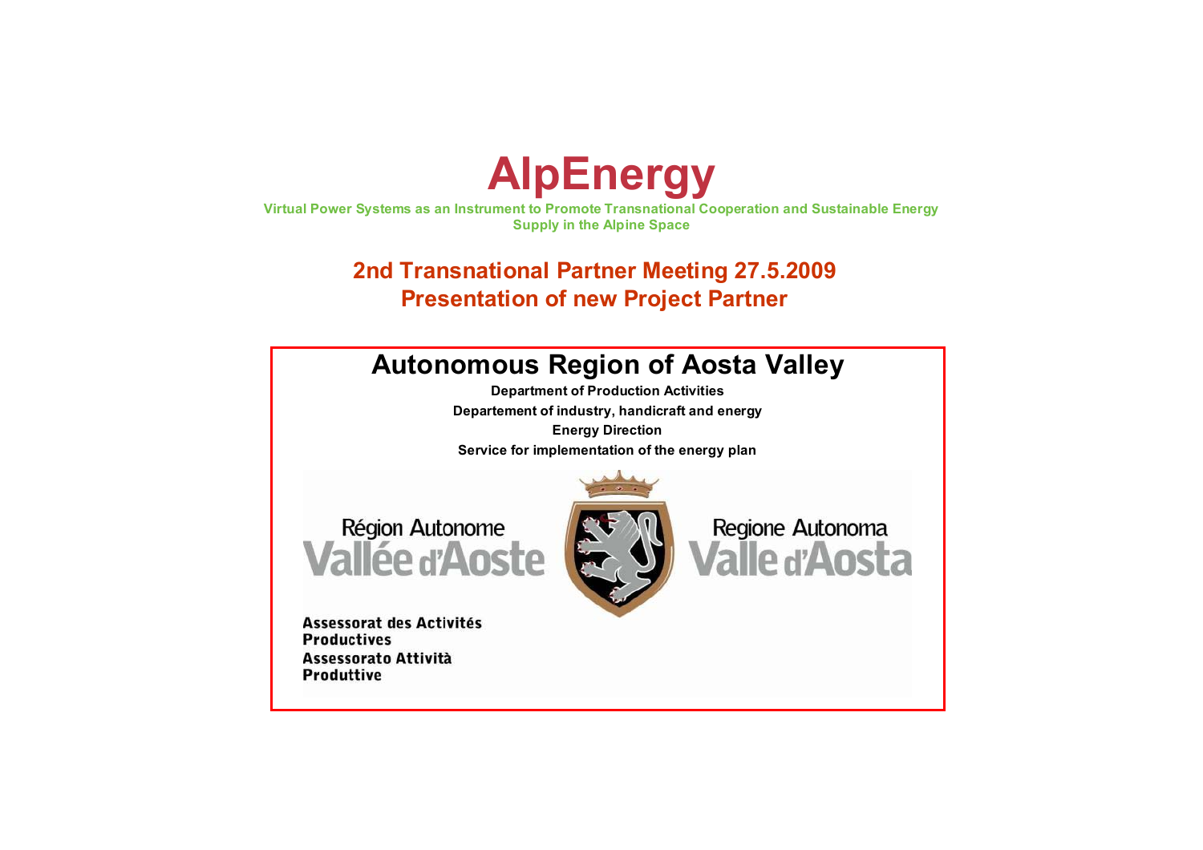# AlpEnergy

**Virtual Power Systems as an Instrument to Promote Transnational Cooperation and Sustainable Energy Supply in the Alpine Space**

## 2nd Transnational Partner Meeting 27.5.2009
## Presentation of new Project Partner

### Autonomous Region of Aosta Valley

**Department of Production Activities**

**Departement of industry, handicraft and energy**

**Energy Direction**

**Service for implementation of the energy plan**

Région Autonome Vallée d'Aoste

Regione Autonoma Valle d'Aosta

**Assessorat des Activités Productives**
**Assessorato Attività Produttive**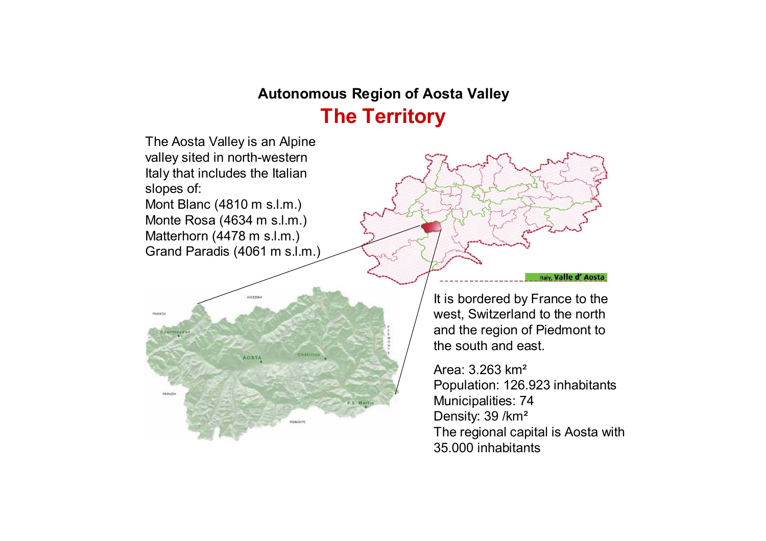**Autonomous Region of Aosta Valley**

# The Territory

The Aosta Valley is an Alpine valley sited in north-western Italy that includes the Italian slopes of:
Mont Blanc (4810 m s.l.m.)
Monte Rosa (4634 m s.l.m.)
Matterhorn (4478 m s.l.m.)
Grand Paradis (4061 m s.l.m.)

It is bordered by France to the west, Switzerland to the north and the region of Piedmont to the south and east.

Area: 3.263 km²
Population: 126.923 inhabitants
Municipalities: 74
Density: 39 /km²
The regional capital is Aosta with 35.000 inhabitants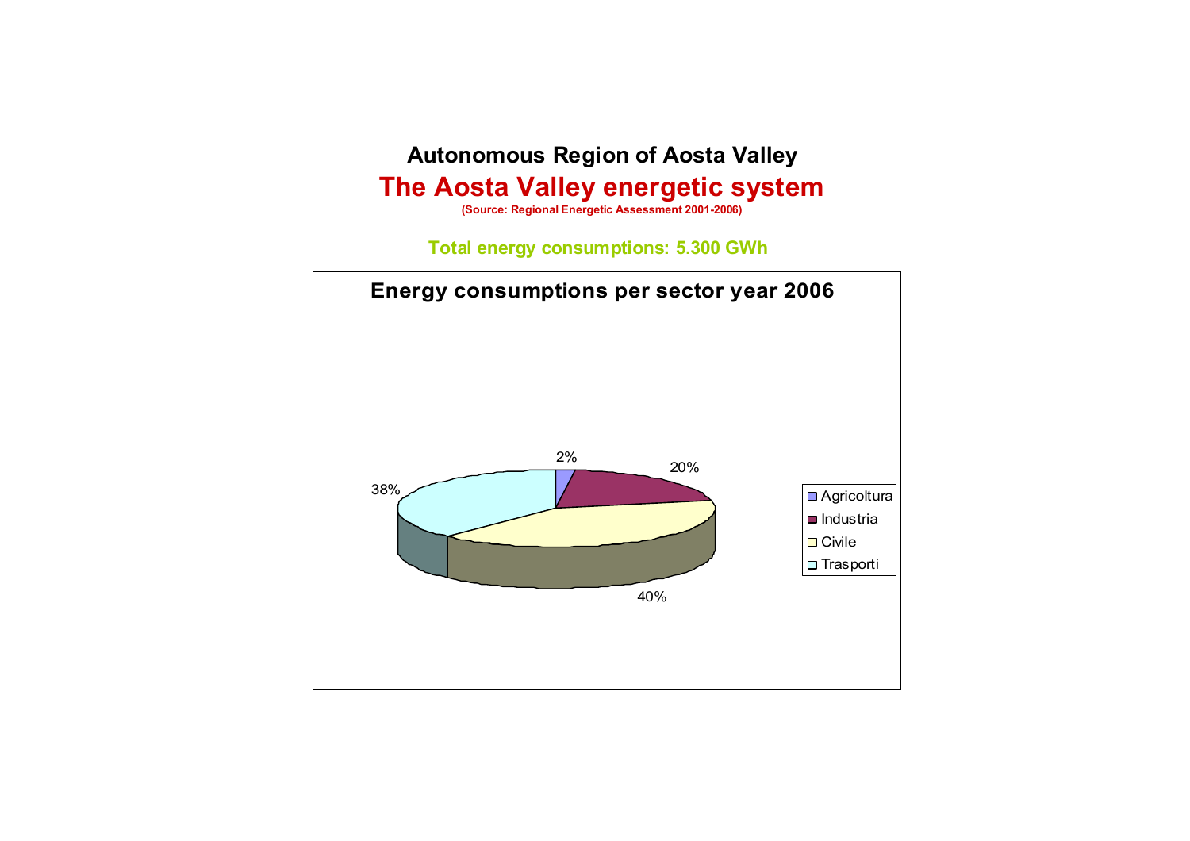# Autonomous Region of Aosta Valley

## The Aosta Valley energetic system

(Source: Regional Energetic Assessment 2001-2006)

**Total energy consumptions: 5.300 GWh**

**Energy consumptions per sector year 2006**

| Sector | Share |
|---|---|
| Agricoltura | 2% |
| Industria | 20% |
| Civile | 40% |
| Trasporti | 38% |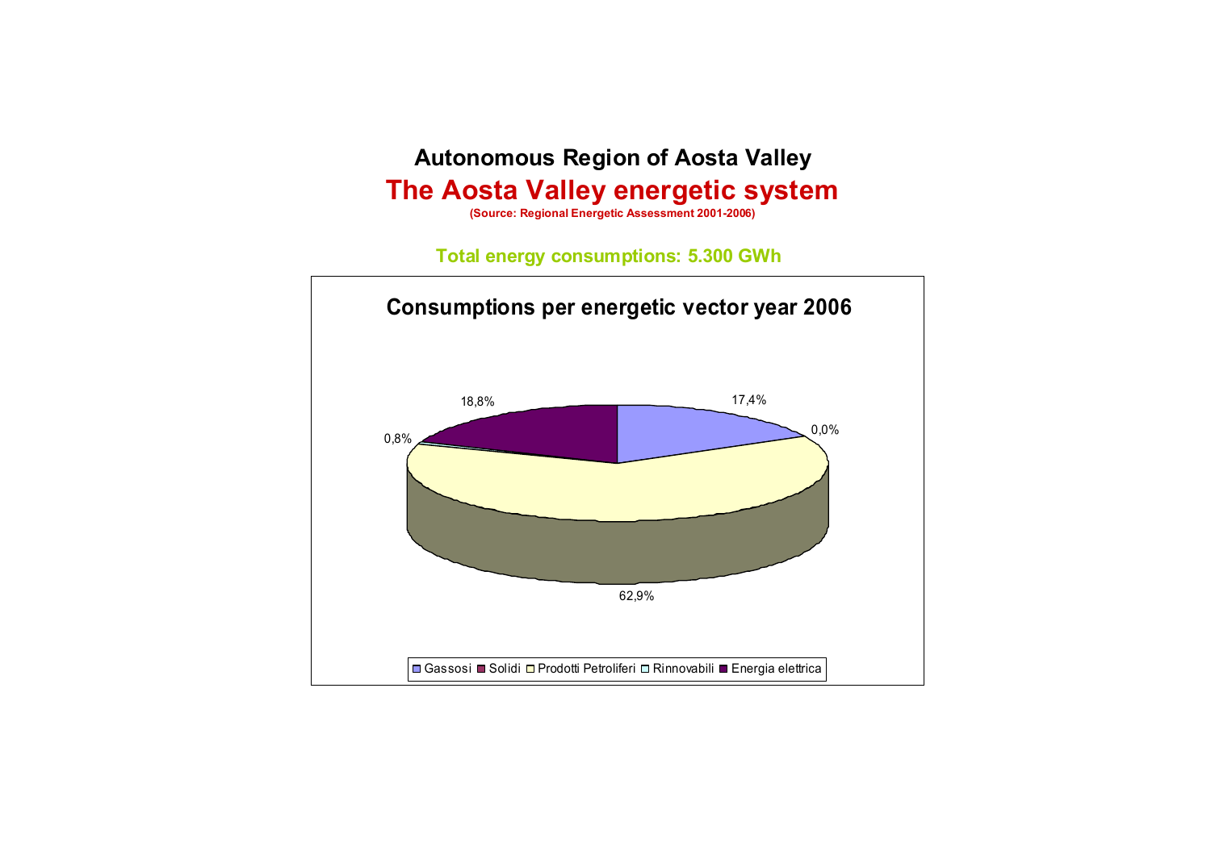# Autonomous Region of Aosta Valley

## The Aosta Valley energetic system

**(Source: Regional Energetic Assessment 2001-2006)**

**Total energy consumptions: 5.300 GWh**

### Consumptions per energetic vector year 2006

| Energetic vector | Share |
|---|---|
| Gassosi | 17,4% |
| Solidi | 0,0% |
| Prodotti Petroliferi | 62,9% |
| Rinnovabili | 0,8% |
| Energia elettrica | 18,8% |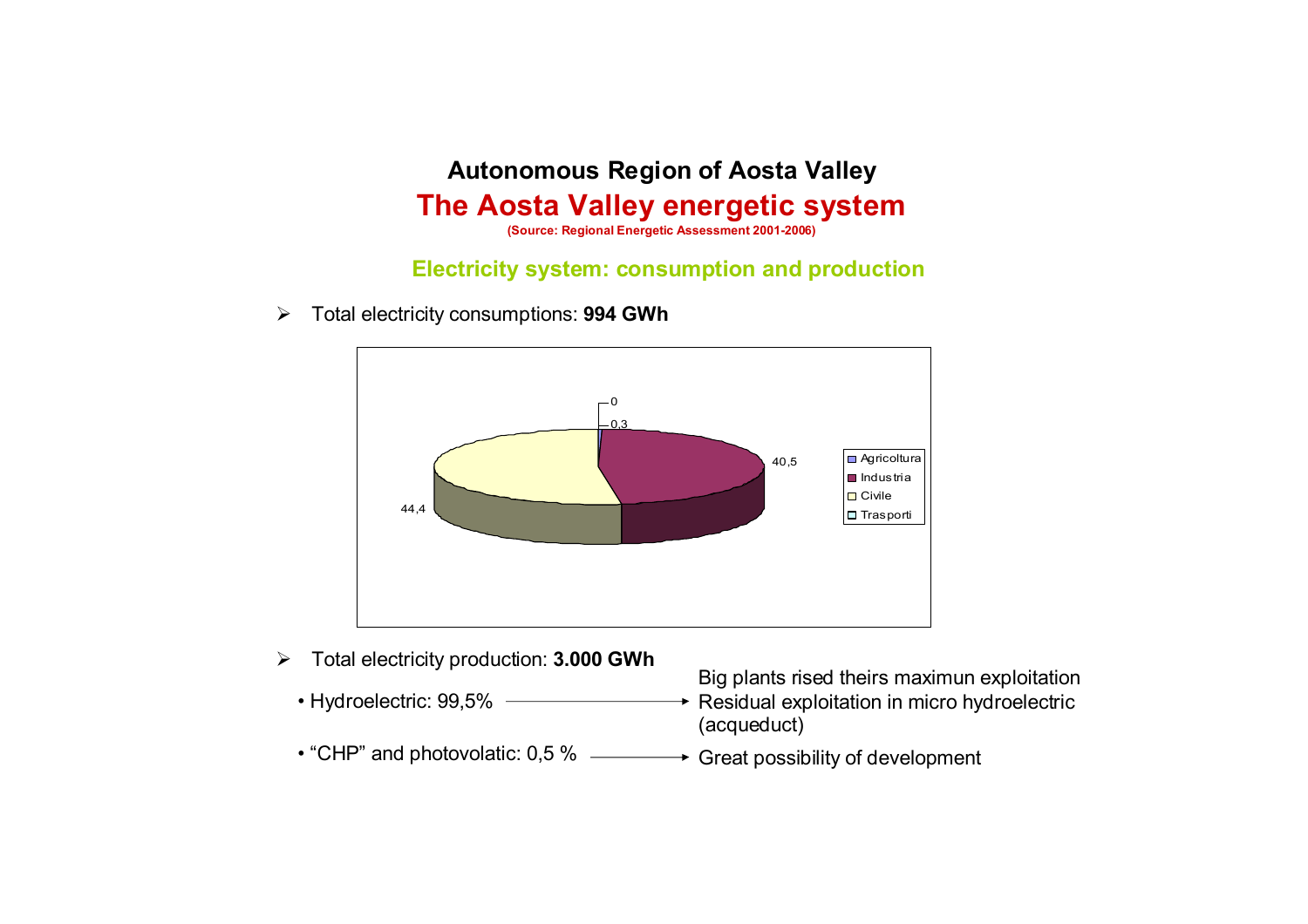# Autonomous Region of Aosta Valley

## The Aosta Valley energetic system

(Source: Regional Energetic Assessment 2001-2006)

### Electricity system: consumption and production

- Total electricity consumptions: **994 GWh**

| Sector | % |
|---|---|
| Agricoltura | 0,3 |
| Industria | 40,5 |
| Civile | 44,4 |
| Trasporti | 0 |

- Total electricity production: **3.000 GWh**
  - Hydroelectric: 99,5% → Big plants rised theirs maximun exploitation. Residual exploitation in micro hydroelectric (acqueduct)
  - "CHP" and photovolatic: 0,5 % → Great possibility of development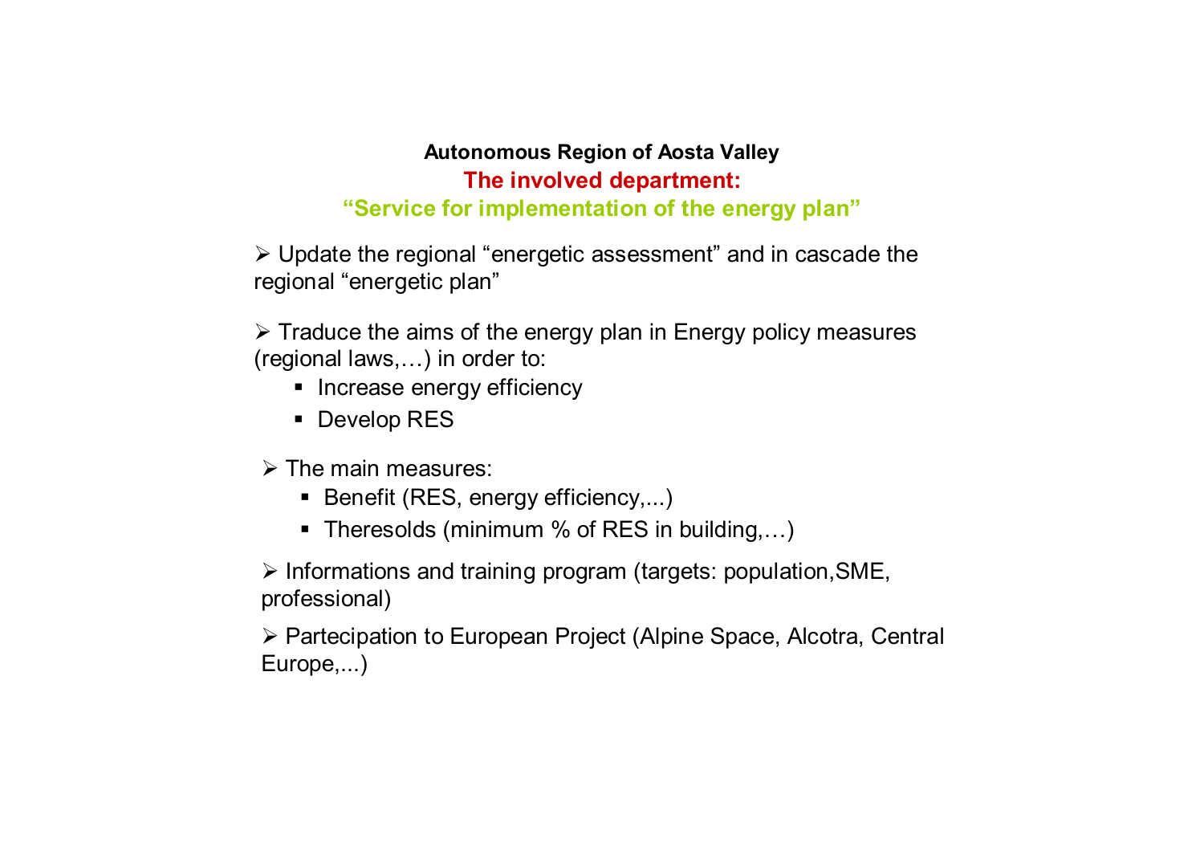**Autonomous Region of Aosta Valley**

**The involved department:**

**“Service for implementation of the energy plan”**

- Update the regional “energetic assessment” and in cascade the regional “energetic plan”

- Traduce the aims of the energy plan in Energy policy measures (regional laws,…) in order to:
  - Increase energy efficiency
  - Develop RES

- The main measures:
  - Benefit (RES, energy efficiency,...)
  - Theresolds (minimum % of RES in building,…)

- Informations and training program (targets: population,SME, professional)

- Partecipation to European Project (Alpine Space, Alcotra, Central Europe,...)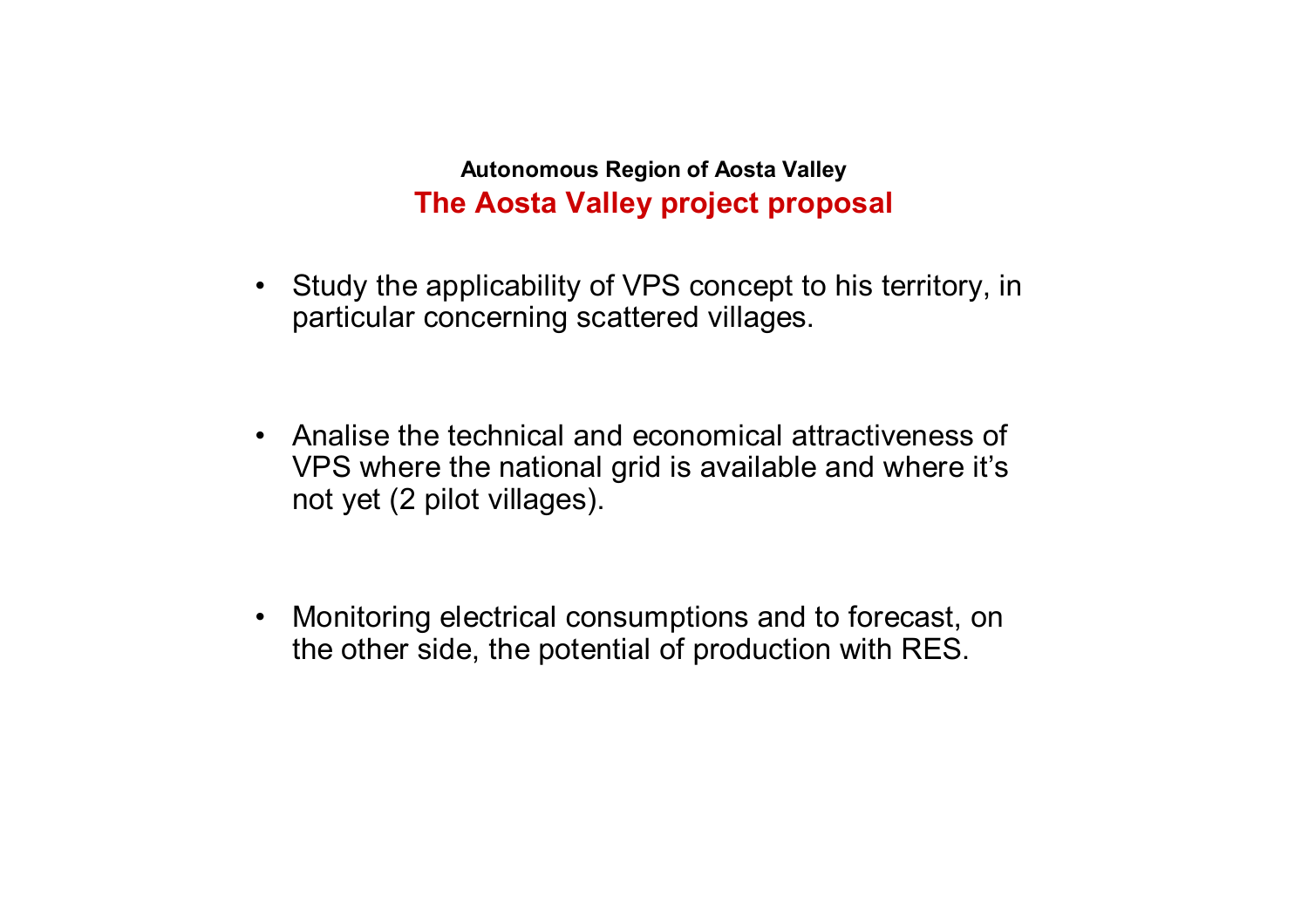**Autonomous Region of Aosta Valley**

## The Aosta Valley project proposal

- Study the applicability of VPS concept to his territory, in particular concerning scattered villages.
- Analise the technical and economical attractiveness of VPS where the national grid is available and where it's not yet (2 pilot villages).
- Monitoring electrical consumptions and to forecast, on the other side, the potential of production with RES.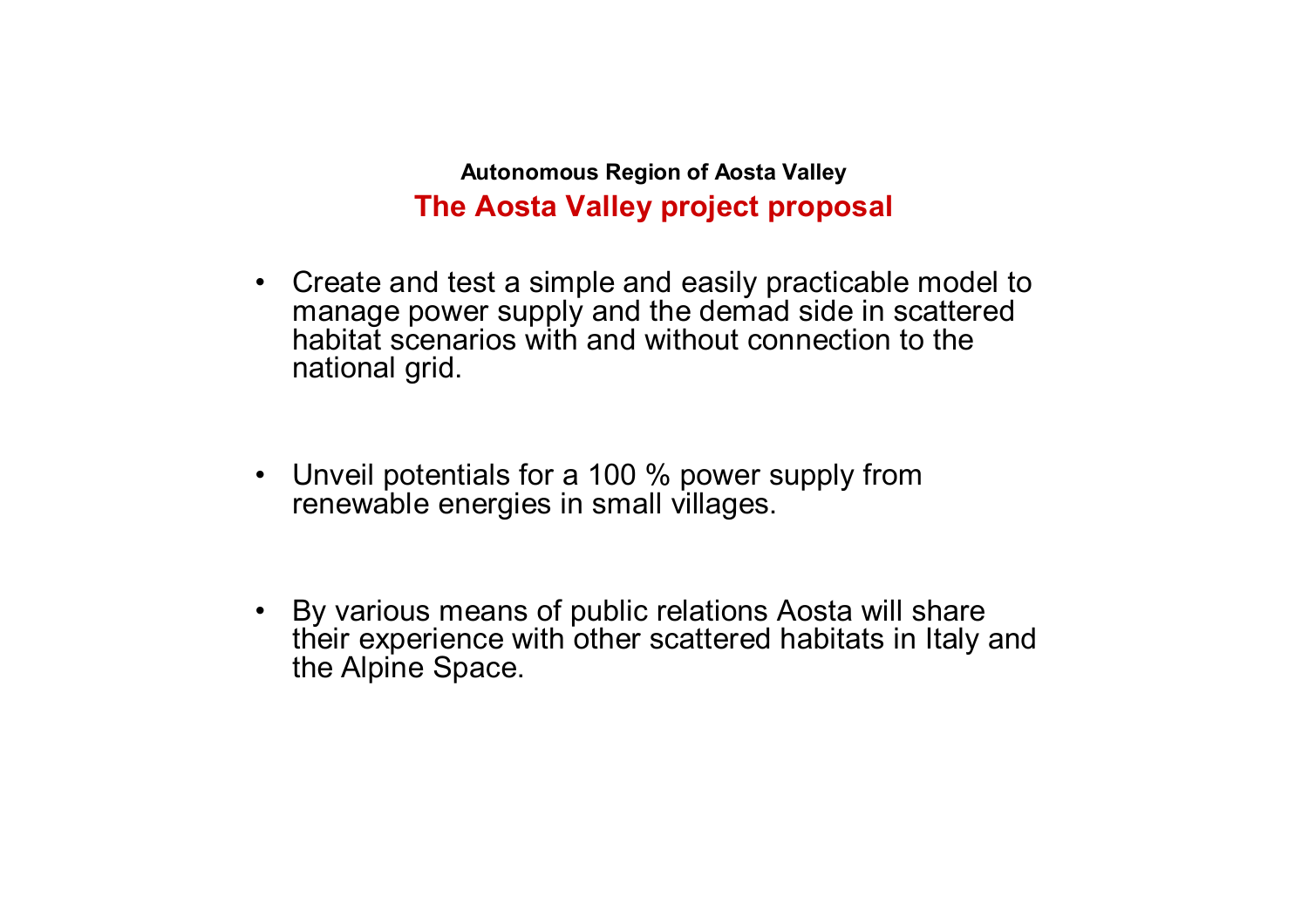**Autonomous Region of Aosta Valley**

## The Aosta Valley project proposal

- Create and test a simple and easily practicable model to manage power supply and the demad side in scattered habitat scenarios with and without connection to the national grid.
- Unveil potentials for a 100 % power supply from renewable energies in small villages.
- By various means of public relations Aosta will share their experience with other scattered habitats in Italy and the Alpine Space.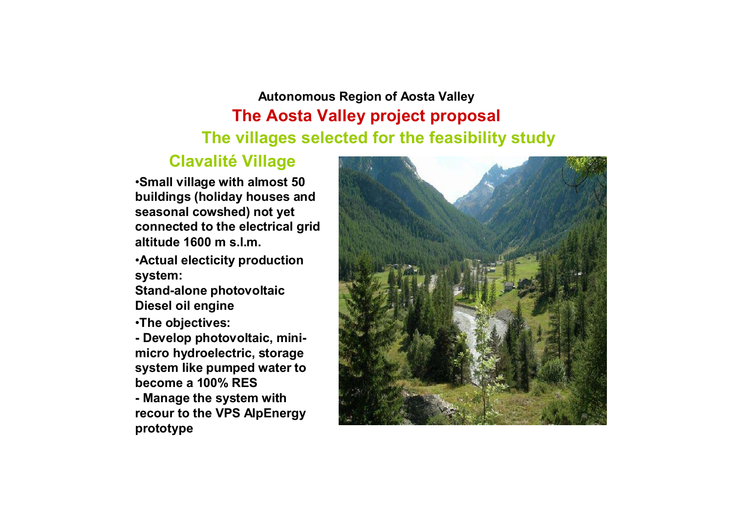**Autonomous Region of Aosta Valley**

# The Aosta Valley project proposal

## The villages selected for the feasibility study

### Clavalité Village

- **Small village with almost 50 buildings (holiday houses and seasonal cowshed) not yet connected to the electrical grid altitude 1600 m s.l.m.**
- **Actual electicity production system:**
  **Stand-alone photovoltaic**
  **Diesel oil engine**
- **The objectives:**
  **- Develop photovoltaic, mini-micro hydroelectric, storage system like pumped water to become a 100% RES**
  **- Manage the system with recour to the VPS AlpEnergy prototype**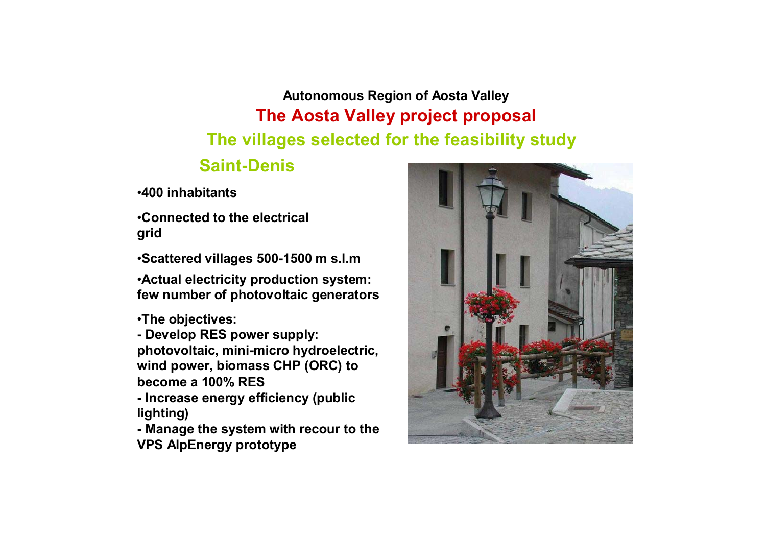**Autonomous Region of Aosta Valley**

# The Aosta Valley project proposal

## The villages selected for the feasibility study

### Saint-Denis

- **400 inhabitants**
- **Connected to the electrical grid**
- **Scattered villages 500-1500 m s.l.m**
- **Actual electricity production system: few number of photovoltaic generators**
- **The objectives:**

**- Develop RES power supply: photovoltaic, mini-micro hydroelectric, wind power, biomass CHP (ORC) to become a 100% RES**

**- Increase energy efficiency (public lighting)**

**- Manage the system with recour to the VPS AlpEnergy prototype**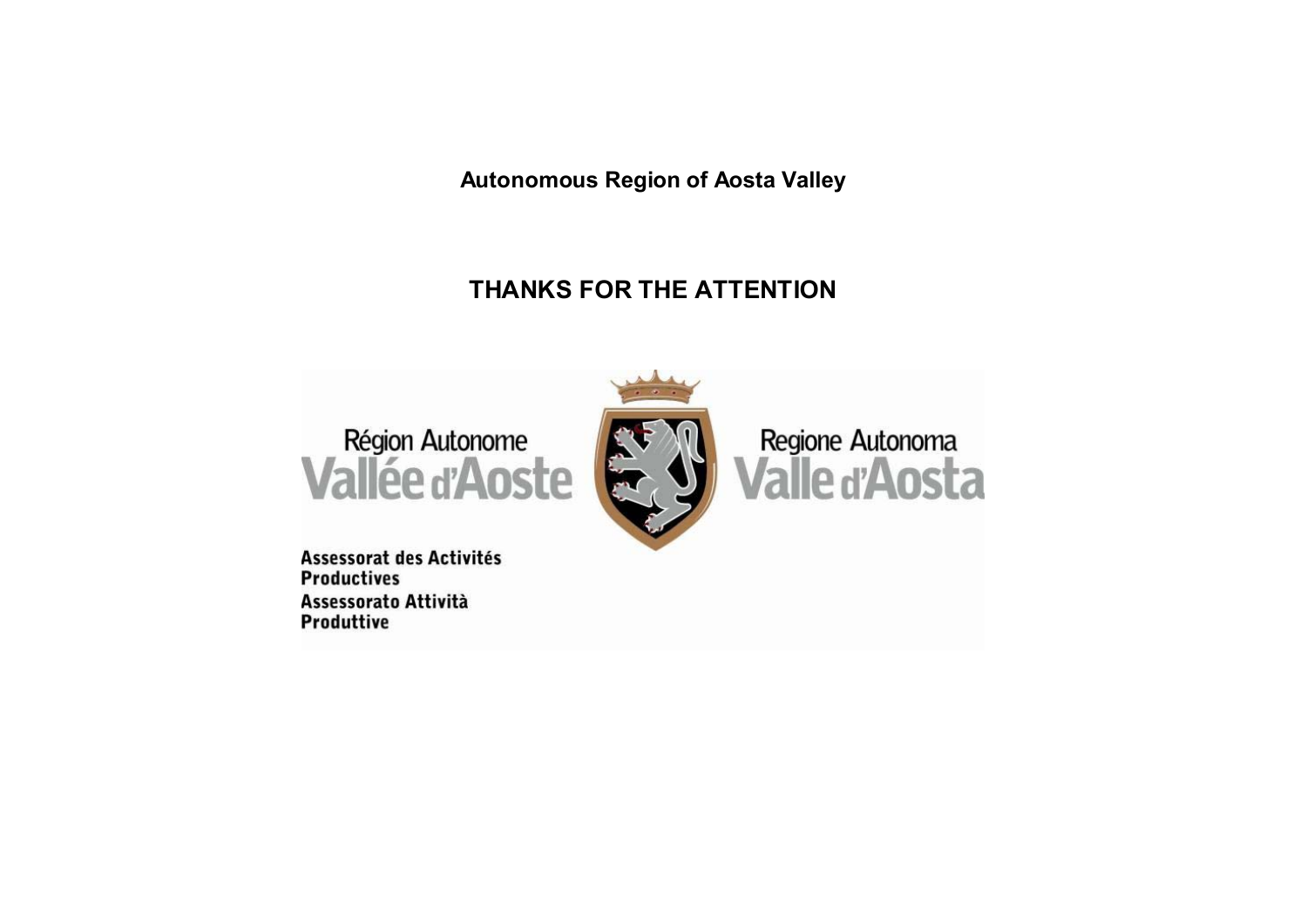**Autonomous Region of Aosta Valley**

**THANKS FOR THE ATTENTION**

Région Autonome
Vallée d'Aoste

Regione Autonoma
Valle d'Aosta

**Assessorat des Activités Productives**
**Assessorato Attività Produttive**